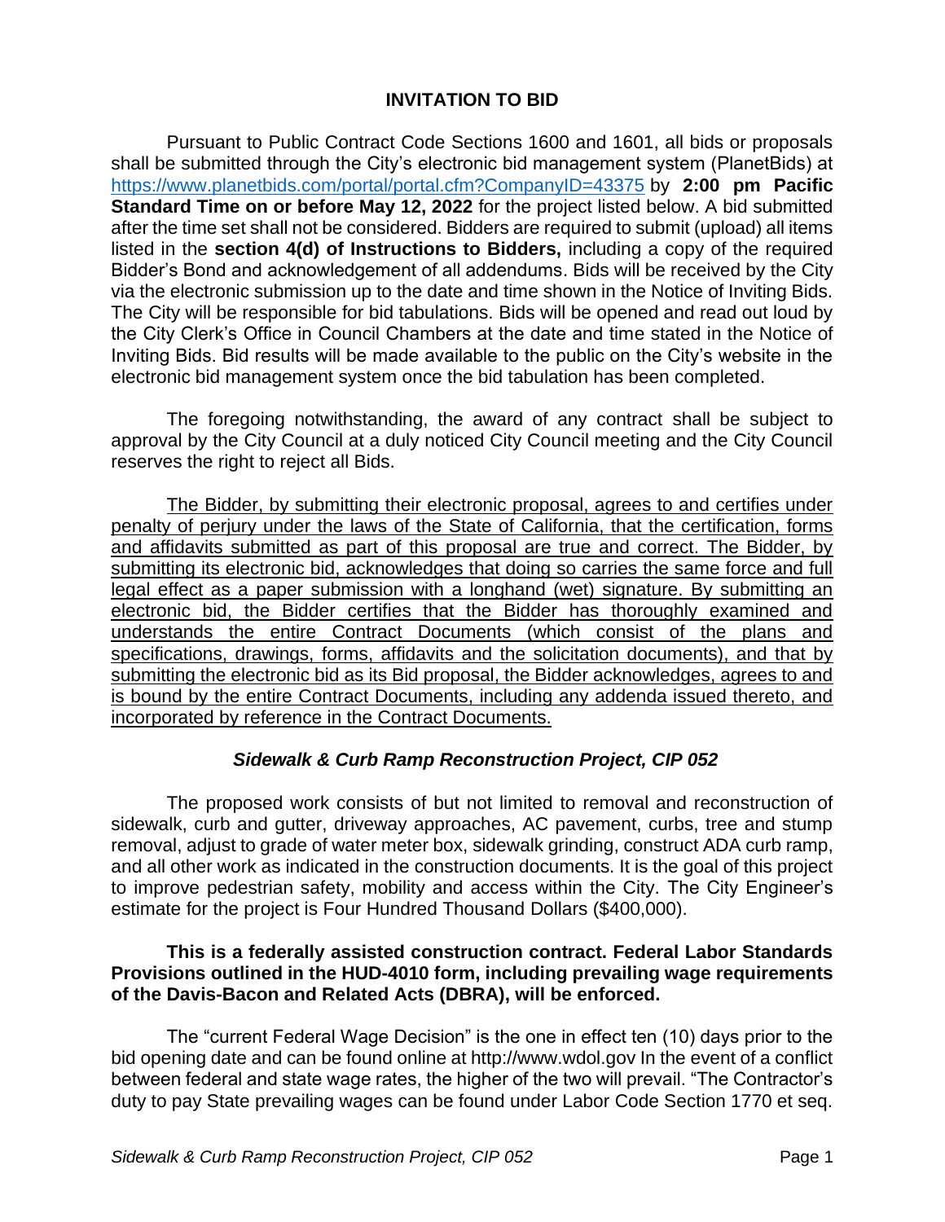# INVITATION TO BID

Pursuant to Public Contract Code Sections 1600 and 1601, all bids or proposals shall be submitted through the City's electronic bid management system (PlanetBids) at https://www.planetbids.com/portal/portal.cfm?CompanyID=43375 by **2:00 pm Pacific Standard Time on or before May 12, 2022** for the project listed below. A bid submitted after the time set shall not be considered. Bidders are required to submit (upload) all items listed in the **section 4(d) of Instructions to Bidders,** including a copy of the required Bidder's Bond and acknowledgement of all addendums. Bids will be received by the City via the electronic submission up to the date and time shown in the Notice of Inviting Bids. The City will be responsible for bid tabulations. Bids will be opened and read out loud by the City Clerk's Office in Council Chambers at the date and time stated in the Notice of Inviting Bids. Bid results will be made available to the public on the City's website in the electronic bid management system once the bid tabulation has been completed.

The foregoing notwithstanding, the award of any contract shall be subject to approval by the City Council at a duly noticed City Council meeting and the City Council reserves the right to reject all Bids.

<u>The Bidder, by submitting their electronic proposal, agrees to and certifies under penalty of perjury under the laws of the State of California, that the certification, forms and affidavits submitted as part of this proposal are true and correct. The Bidder, by submitting its electronic bid, acknowledges that doing so carries the same force and full legal effect as a paper submission with a longhand (wet) signature. By submitting an electronic bid, the Bidder certifies that the Bidder has thoroughly examined and understands the entire Contract Documents (which consist of the plans and specifications, drawings, forms, affidavits and the solicitation documents), and that by submitting the electronic bid as its Bid proposal, the Bidder acknowledges, agrees to and is bound by the entire Contract Documents, including any addenda issued thereto, and incorporated by reference in the Contract Documents.</u>

## *Sidewalk & Curb Ramp Reconstruction Project, CIP 052*

The proposed work consists of but not limited to removal and reconstruction of sidewalk, curb and gutter, driveway approaches, AC pavement, curbs, tree and stump removal, adjust to grade of water meter box, sidewalk grinding, construct ADA curb ramp, and all other work as indicated in the construction documents. It is the goal of this project to improve pedestrian safety, mobility and access within the City. The City Engineer's estimate for the project is Four Hundred Thousand Dollars ($400,000).

**This is a federally assisted construction contract. Federal Labor Standards Provisions outlined in the HUD-4010 form, including prevailing wage requirements of the Davis-Bacon and Related Acts (DBRA), will be enforced.**

The "current Federal Wage Decision" is the one in effect ten (10) days prior to the bid opening date and can be found online at http://www.wdol.gov In the event of a conflict between federal and state wage rates, the higher of the two will prevail. "The Contractor's duty to pay State prevailing wages can be found under Labor Code Section 1770 et seq.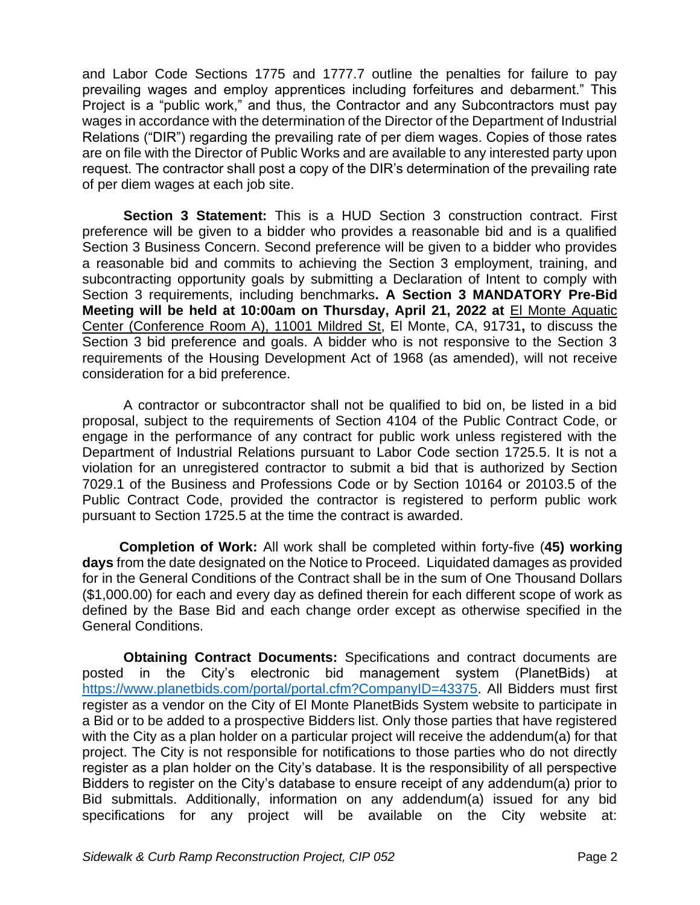and Labor Code Sections 1775 and 1777.7 outline the penalties for failure to pay prevailing wages and employ apprentices including forfeitures and debarment." This Project is a "public work," and thus, the Contractor and any Subcontractors must pay wages in accordance with the determination of the Director of the Department of Industrial Relations ("DIR") regarding the prevailing rate of per diem wages. Copies of those rates are on file with the Director of Public Works and are available to any interested party upon request. The contractor shall post a copy of the DIR's determination of the prevailing rate of per diem wages at each job site.

**Section 3 Statement:** This is a HUD Section 3 construction contract. First preference will be given to a bidder who provides a reasonable bid and is a qualified Section 3 Business Concern. Second preference will be given to a bidder who provides a reasonable bid and commits to achieving the Section 3 employment, training, and subcontracting opportunity goals by submitting a Declaration of Intent to comply with Section 3 requirements, including benchmarks**. A Section 3 MANDATORY Pre-Bid Meeting will be held at 10:00am on Thursday, April 21, 2022 at** El Monte Aquatic Center (Conference Room A), 11001 Mildred St, El Monte, CA, 91731**,** to discuss the Section 3 bid preference and goals. A bidder who is not responsive to the Section 3 requirements of the Housing Development Act of 1968 (as amended), will not receive consideration for a bid preference.

A contractor or subcontractor shall not be qualified to bid on, be listed in a bid proposal, subject to the requirements of Section 4104 of the Public Contract Code, or engage in the performance of any contract for public work unless registered with the Department of Industrial Relations pursuant to Labor Code section 1725.5. It is not a violation for an unregistered contractor to submit a bid that is authorized by Section 7029.1 of the Business and Professions Code or by Section 10164 or 20103.5 of the Public Contract Code, provided the contractor is registered to perform public work pursuant to Section 1725.5 at the time the contract is awarded.

**Completion of Work:** All work shall be completed within forty-five (**45) working days** from the date designated on the Notice to Proceed. Liquidated damages as provided for in the General Conditions of the Contract shall be in the sum of One Thousand Dollars ($1,000.00) for each and every day as defined therein for each different scope of work as defined by the Base Bid and each change order except as otherwise specified in the General Conditions.

**Obtaining Contract Documents:** Specifications and contract documents are posted in the City's electronic bid management system (PlanetBids) at https://www.planetbids.com/portal/portal.cfm?CompanyID=43375. All Bidders must first register as a vendor on the City of El Monte PlanetBids System website to participate in a Bid or to be added to a prospective Bidders list. Only those parties that have registered with the City as a plan holder on a particular project will receive the addendum(a) for that project. The City is not responsible for notifications to those parties who do not directly register as a plan holder on the City's database. It is the responsibility of all perspective Bidders to register on the City's database to ensure receipt of any addendum(a) prior to Bid submittals. Additionally, information on any addendum(a) issued for any bid specifications for any project will be available on the City website at: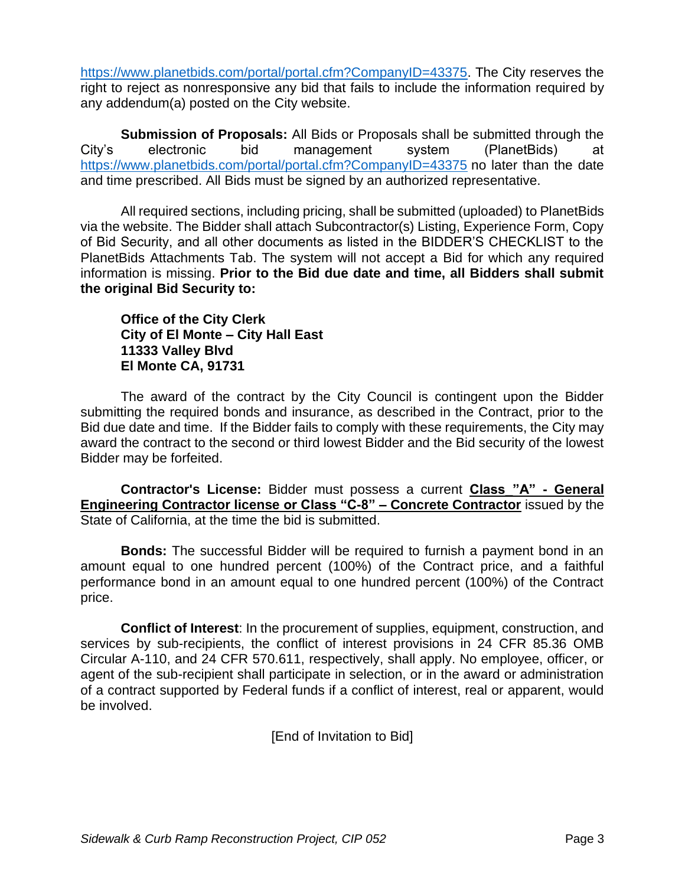https://www.planetbids.com/portal/portal.cfm?CompanyID=43375. The City reserves the right to reject as nonresponsive any bid that fails to include the information required by any addendum(a) posted on the City website.

**Submission of Proposals:** All Bids or Proposals shall be submitted through the City's electronic bid management system (PlanetBids) at https://www.planetbids.com/portal/portal.cfm?CompanyID=43375 no later than the date and time prescribed. All Bids must be signed by an authorized representative.

All required sections, including pricing, shall be submitted (uploaded) to PlanetBids via the website. The Bidder shall attach Subcontractor(s) Listing, Experience Form, Copy of Bid Security, and all other documents as listed in the BIDDER'S CHECKLIST to the PlanetBids Attachments Tab. The system will not accept a Bid for which any required information is missing. **Prior to the Bid due date and time, all Bidders shall submit the original Bid Security to:**

**Office of the City Clerk**
**City of El Monte – City Hall East**
**11333 Valley Blvd**
**El Monte CA, 91731**

The award of the contract by the City Council is contingent upon the Bidder submitting the required bonds and insurance, as described in the Contract, prior to the Bid due date and time. If the Bidder fails to comply with these requirements, the City may award the contract to the second or third lowest Bidder and the Bid security of the lowest Bidder may be forfeited.

**Contractor's License:** Bidder must possess a current **Class "A" - General Engineering Contractor license or Class "C-8" – Concrete Contractor** issued by the State of California, at the time the bid is submitted.

**Bonds:** The successful Bidder will be required to furnish a payment bond in an amount equal to one hundred percent (100%) of the Contract price, and a faithful performance bond in an amount equal to one hundred percent (100%) of the Contract price.

**Conflict of Interest**: In the procurement of supplies, equipment, construction, and services by sub-recipients, the conflict of interest provisions in 24 CFR 85.36 OMB Circular A-110, and 24 CFR 570.611, respectively, shall apply. No employee, officer, or agent of the sub-recipient shall participate in selection, or in the award or administration of a contract supported by Federal funds if a conflict of interest, real or apparent, would be involved.

[End of Invitation to Bid]